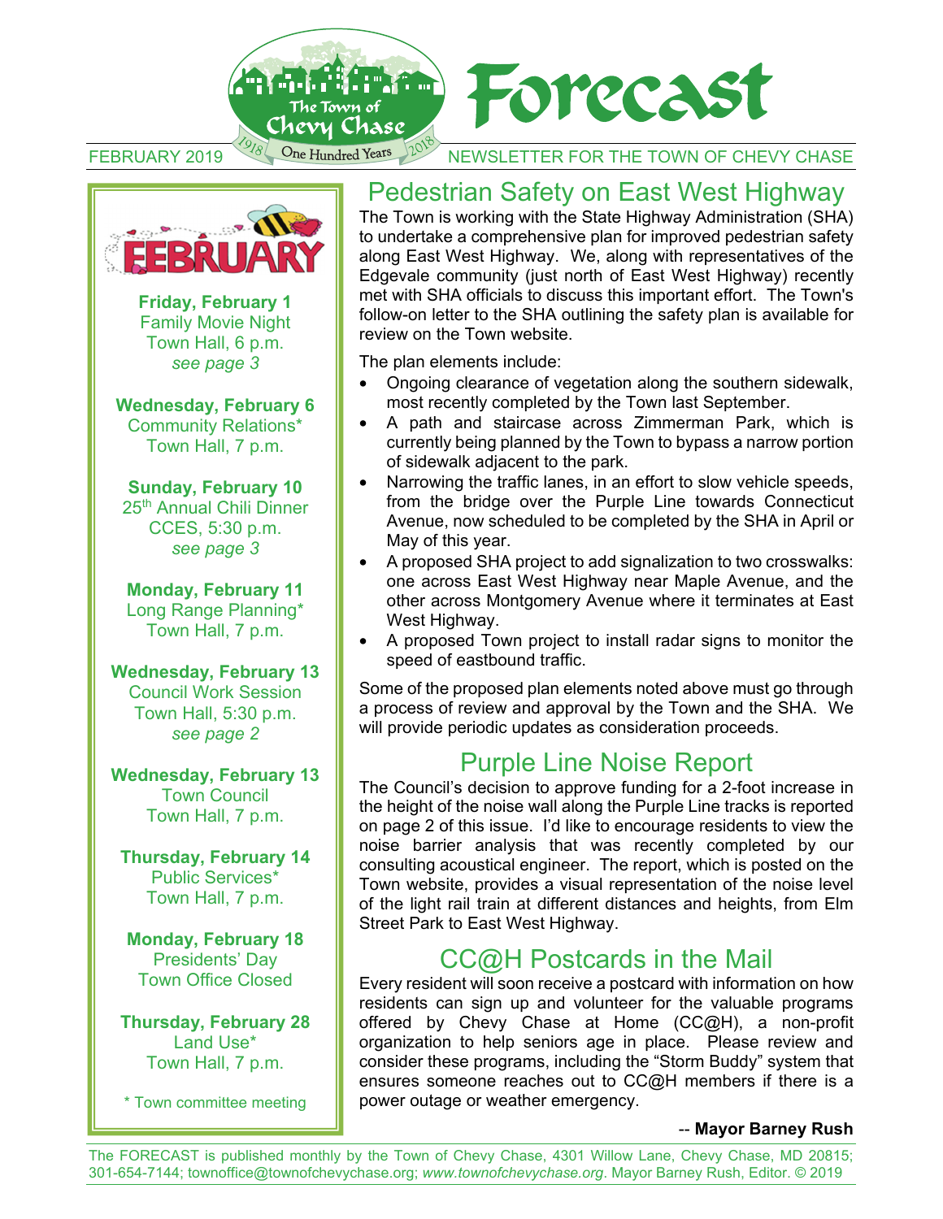# Forecast

The Town of Chevy Chase — 1918 One Hundred Years 2018

FEBRUARY 2019 — NEWSLETTER FOR THE TOWN OF CHEVY CHASE

## FEBRUARY

**Friday, February 1**
Family Movie Night
Town Hall, 6 p.m.
*see page 3*

**Wednesday, February 6**
Community Relations*
Town Hall, 7 p.m.

**Sunday, February 10**
25th Annual Chili Dinner
CCES, 5:30 p.m.
*see page 3*

**Monday, February 11**
Long Range Planning*
Town Hall, 7 p.m.

**Wednesday, February 13**
Council Work Session
Town Hall, 5:30 p.m.
*see page 2*

**Wednesday, February 13**
Town Council
Town Hall, 7 p.m.

**Thursday, February 14**
Public Services*
Town Hall, 7 p.m.

**Monday, February 18**
Presidents' Day
Town Office Closed

**Thursday, February 28**
Land Use*
Town Hall, 7 p.m.

* Town committee meeting

## Pedestrian Safety on East West Highway

The Town is working with the State Highway Administration (SHA) to undertake a comprehensive plan for improved pedestrian safety along East West Highway. We, along with representatives of the Edgevale community (just north of East West Highway) recently met with SHA officials to discuss this important effort. The Town's follow-on letter to the SHA outlining the safety plan is available for review on the Town website.

The plan elements include:

- Ongoing clearance of vegetation along the southern sidewalk, most recently completed by the Town last September.
- A path and staircase across Zimmerman Park, which is currently being planned by the Town to bypass a narrow portion of sidewalk adjacent to the park.
- Narrowing the traffic lanes, in an effort to slow vehicle speeds, from the bridge over the Purple Line towards Connecticut Avenue, now scheduled to be completed by the SHA in April or May of this year.
- A proposed SHA project to add signalization to two crosswalks: one across East West Highway near Maple Avenue, and the other across Montgomery Avenue where it terminates at East West Highway.
- A proposed Town project to install radar signs to monitor the speed of eastbound traffic.

Some of the proposed plan elements noted above must go through a process of review and approval by the Town and the SHA. We will provide periodic updates as consideration proceeds.

## Purple Line Noise Report

The Council's decision to approve funding for a 2-foot increase in the height of the noise wall along the Purple Line tracks is reported on page 2 of this issue. I'd like to encourage residents to view the noise barrier analysis that was recently completed by our consulting acoustical engineer. The report, which is posted on the Town website, provides a visual representation of the noise level of the light rail train at different distances and heights, from Elm Street Park to East West Highway.

## CC@H Postcards in the Mail

Every resident will soon receive a postcard with information on how residents can sign up and volunteer for the valuable programs offered by Chevy Chase at Home (CC@H), a non-profit organization to help seniors age in place. Please review and consider these programs, including the "Storm Buddy" system that ensures someone reaches out to CC@H members if there is a power outage or weather emergency.

-- **Mayor Barney Rush**

The FORECAST is published monthly by the Town of Chevy Chase, 4301 Willow Lane, Chevy Chase, MD 20815; 301-654-7144; townoffice@townofchevychase.org; *www.townofchevychase.org*. Mayor Barney Rush, Editor. © 2019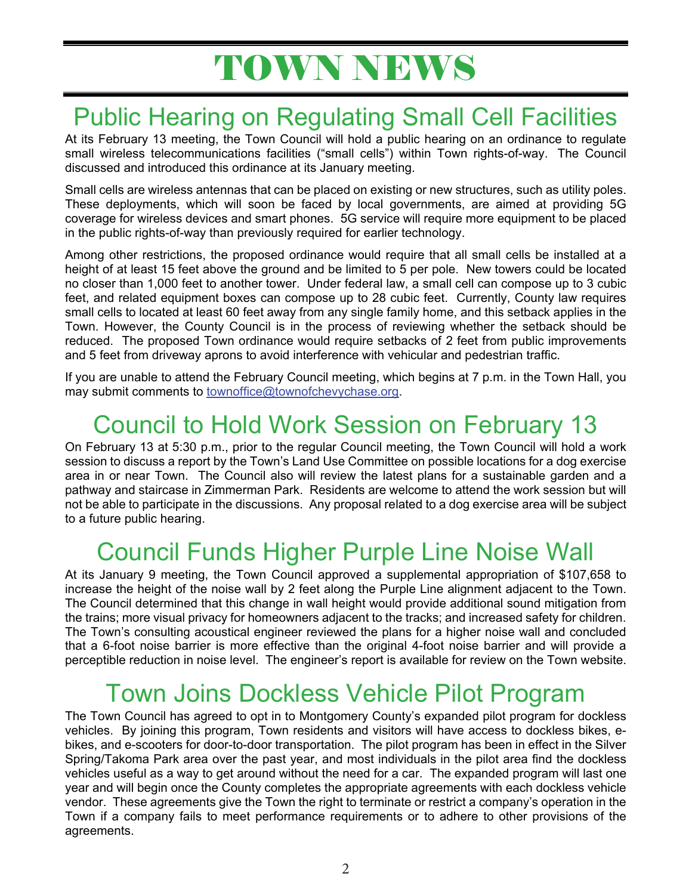# TOWN NEWS

## Public Hearing on Regulating Small Cell Facilities

At its February 13 meeting, the Town Council will hold a public hearing on an ordinance to regulate small wireless telecommunications facilities ("small cells") within Town rights-of-way. The Council discussed and introduced this ordinance at its January meeting.

Small cells are wireless antennas that can be placed on existing or new structures, such as utility poles. These deployments, which will soon be faced by local governments, are aimed at providing 5G coverage for wireless devices and smart phones. 5G service will require more equipment to be placed in the public rights-of-way than previously required for earlier technology.

Among other restrictions, the proposed ordinance would require that all small cells be installed at a height of at least 15 feet above the ground and be limited to 5 per pole. New towers could be located no closer than 1,000 feet to another tower. Under federal law, a small cell can compose up to 3 cubic feet, and related equipment boxes can compose up to 28 cubic feet. Currently, County law requires small cells to located at least 60 feet away from any single family home, and this setback applies in the Town. However, the County Council is in the process of reviewing whether the setback should be reduced. The proposed Town ordinance would require setbacks of 2 feet from public improvements and 5 feet from driveway aprons to avoid interference with vehicular and pedestrian traffic.

If you are unable to attend the February Council meeting, which begins at 7 p.m. in the Town Hall, you may submit comments to townoffice@townofchevychase.org.

## Council to Hold Work Session on February 13

On February 13 at 5:30 p.m., prior to the regular Council meeting, the Town Council will hold a work session to discuss a report by the Town's Land Use Committee on possible locations for a dog exercise area in or near Town. The Council also will review the latest plans for a sustainable garden and a pathway and staircase in Zimmerman Park. Residents are welcome to attend the work session but will not be able to participate in the discussions. Any proposal related to a dog exercise area will be subject to a future public hearing.

## Council Funds Higher Purple Line Noise Wall

At its January 9 meeting, the Town Council approved a supplemental appropriation of $107,658 to increase the height of the noise wall by 2 feet along the Purple Line alignment adjacent to the Town. The Council determined that this change in wall height would provide additional sound mitigation from the trains; more visual privacy for homeowners adjacent to the tracks; and increased safety for children. The Town's consulting acoustical engineer reviewed the plans for a higher noise wall and concluded that a 6-foot noise barrier is more effective than the original 4-foot noise barrier and will provide a perceptible reduction in noise level. The engineer's report is available for review on the Town website.

## Town Joins Dockless Vehicle Pilot Program

The Town Council has agreed to opt in to Montgomery County's expanded pilot program for dockless vehicles. By joining this program, Town residents and visitors will have access to dockless bikes, e-bikes, and e-scooters for door-to-door transportation. The pilot program has been in effect in the Silver Spring/Takoma Park area over the past year, and most individuals in the pilot area find the dockless vehicles useful as a way to get around without the need for a car. The expanded program will last one year and will begin once the County completes the appropriate agreements with each dockless vehicle vendor. These agreements give the Town the right to terminate or restrict a company's operation in the Town if a company fails to meet performance requirements or to adhere to other provisions of the agreements.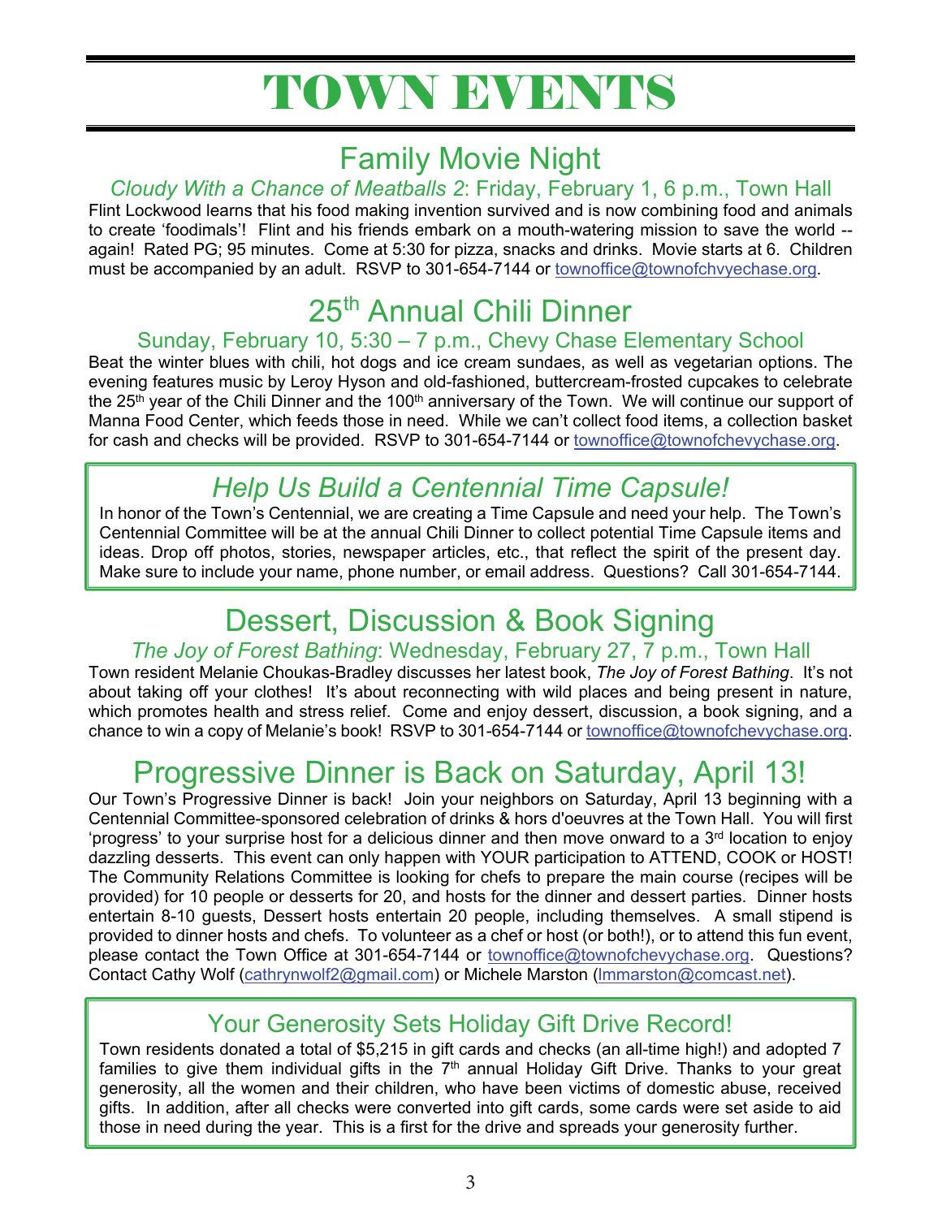# TOWN EVENTS

## Family Movie Night

*Cloudy With a Chance of Meatballs 2*: Friday, February 1, 6 p.m., Town Hall

Flint Lockwood learns that his food making invention survived and is now combining food and animals to create 'foodimals'! Flint and his friends embark on a mouth-watering mission to save the world -- again! Rated PG; 95 minutes. Come at 5:30 for pizza, snacks and drinks. Movie starts at 6. Children must be accompanied by an adult. RSVP to 301-654-7144 or townoffice@townofchvyechase.org.

## 25th Annual Chili Dinner

Sunday, February 10, 5:30 – 7 p.m., Chevy Chase Elementary School

Beat the winter blues with chili, hot dogs and ice cream sundaes, as well as vegetarian options. The evening features music by Leroy Hyson and old-fashioned, buttercream-frosted cupcakes to celebrate the 25th year of the Chili Dinner and the 100th anniversary of the Town. We will continue our support of Manna Food Center, which feeds those in need. While we can't collect food items, a collection basket for cash and checks will be provided. RSVP to 301-654-7144 or townoffice@townofchevychase.org.

## *Help Us Build a Centennial Time Capsule!*

In honor of the Town's Centennial, we are creating a Time Capsule and need your help. The Town's Centennial Committee will be at the annual Chili Dinner to collect potential Time Capsule items and ideas. Drop off photos, stories, newspaper articles, etc., that reflect the spirit of the present day. Make sure to include your name, phone number, or email address. Questions? Call 301-654-7144.

## Dessert, Discussion & Book Signing

*The Joy of Forest Bathing*: Wednesday, February 27, 7 p.m., Town Hall

Town resident Melanie Choukas-Bradley discusses her latest book, *The Joy of Forest Bathing*. It's not about taking off your clothes! It's about reconnecting with wild places and being present in nature, which promotes health and stress relief. Come and enjoy dessert, discussion, a book signing, and a chance to win a copy of Melanie's book! RSVP to 301-654-7144 or townoffice@townofchevychase.org.

## Progressive Dinner is Back on Saturday, April 13!

Our Town's Progressive Dinner is back! Join your neighbors on Saturday, April 13 beginning with a Centennial Committee-sponsored celebration of drinks & hors d'oeuvres at the Town Hall. You will first 'progress' to your surprise host for a delicious dinner and then move onward to a 3rd location to enjoy dazzling desserts. This event can only happen with YOUR participation to ATTEND, COOK or HOST! The Community Relations Committee is looking for chefs to prepare the main course (recipes will be provided) for 10 people or desserts for 20, and hosts for the dinner and dessert parties. Dinner hosts entertain 8-10 guests, Dessert hosts entertain 20 people, including themselves. A small stipend is provided to dinner hosts and chefs. To volunteer as a chef or host (or both!), or to attend this fun event, please contact the Town Office at 301-654-7144 or townoffice@townofchevychase.org. Questions? Contact Cathy Wolf (cathrynwolf2@gmail.com) or Michele Marston (lmmarston@comcast.net).

## Your Generosity Sets Holiday Gift Drive Record!

Town residents donated a total of $5,215 in gift cards and checks (an all-time high!) and adopted 7 families to give them individual gifts in the 7th annual Holiday Gift Drive. Thanks to your great generosity, all the women and their children, who have been victims of domestic abuse, received gifts. In addition, after all checks were converted into gift cards, some cards were set aside to aid those in need during the year. This is a first for the drive and spreads your generosity further.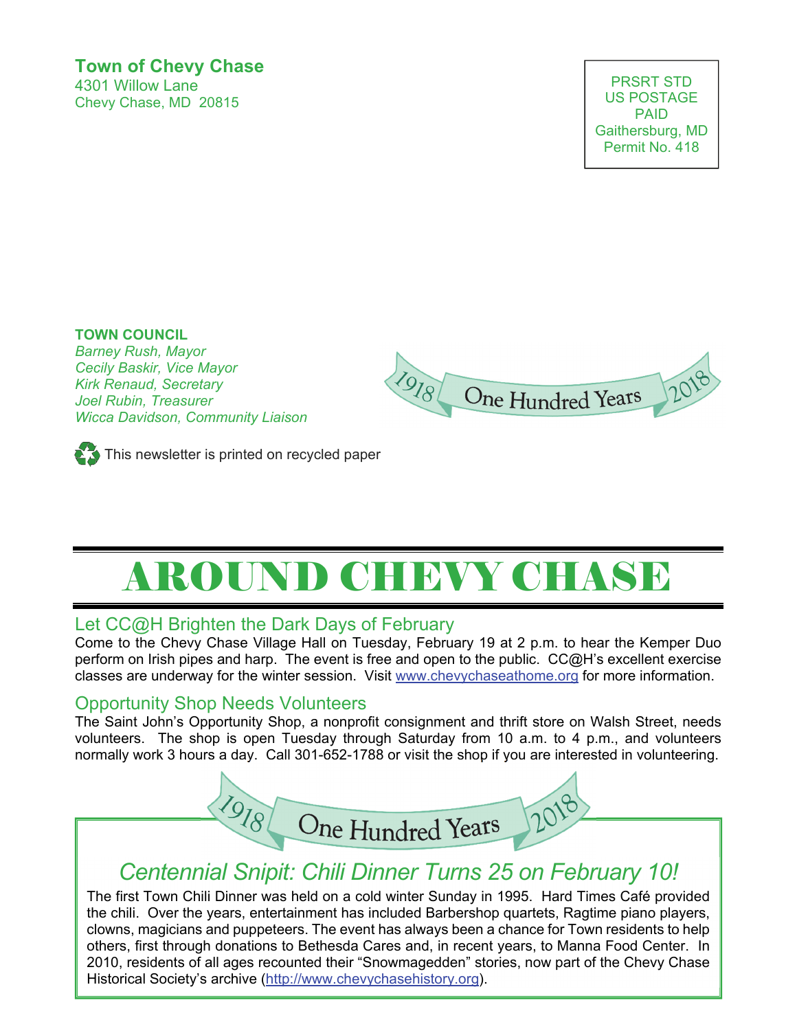**Town of Chevy Chase**
4301 Willow Lane
Chevy Chase, MD 20815

PRSRT STD
US POSTAGE
PAID
Gaithersburg, MD
Permit No. 418

**TOWN COUNCIL**
*Barney Rush, Mayor*
*Cecily Baskir, Vice Mayor*
*Kirk Renaud, Secretary*
*Joel Rubin, Treasurer*
*Wicca Davidson, Community Liaison*

1918 One Hundred Years 2018

This newsletter is printed on recycled paper

# AROUND CHEVY CHASE

## Let CC@H Brighten the Dark Days of February

Come to the Chevy Chase Village Hall on Tuesday, February 19 at 2 p.m. to hear the Kemper Duo perform on Irish pipes and harp. The event is free and open to the public. CC@H's excellent exercise classes are underway for the winter session. Visit www.chevychaseathome.org for more information.

## Opportunity Shop Needs Volunteers

The Saint John's Opportunity Shop, a nonprofit consignment and thrift store on Walsh Street, needs volunteers. The shop is open Tuesday through Saturday from 10 a.m. to 4 p.m., and volunteers normally work 3 hours a day. Call 301-652-1788 or visit the shop if you are interested in volunteering.

1918 One Hundred Years 2018

## *Centennial Snipit: Chili Dinner Turns 25 on February 10!*

The first Town Chili Dinner was held on a cold winter Sunday in 1995. Hard Times Café provided the chili. Over the years, entertainment has included Barbershop quartets, Ragtime piano players, clowns, magicians and puppeteers. The event has always been a chance for Town residents to help others, first through donations to Bethesda Cares and, in recent years, to Manna Food Center. In 2010, residents of all ages recounted their "Snowmagedden" stories, now part of the Chevy Chase Historical Society's archive (http://www.chevychasehistory.org).